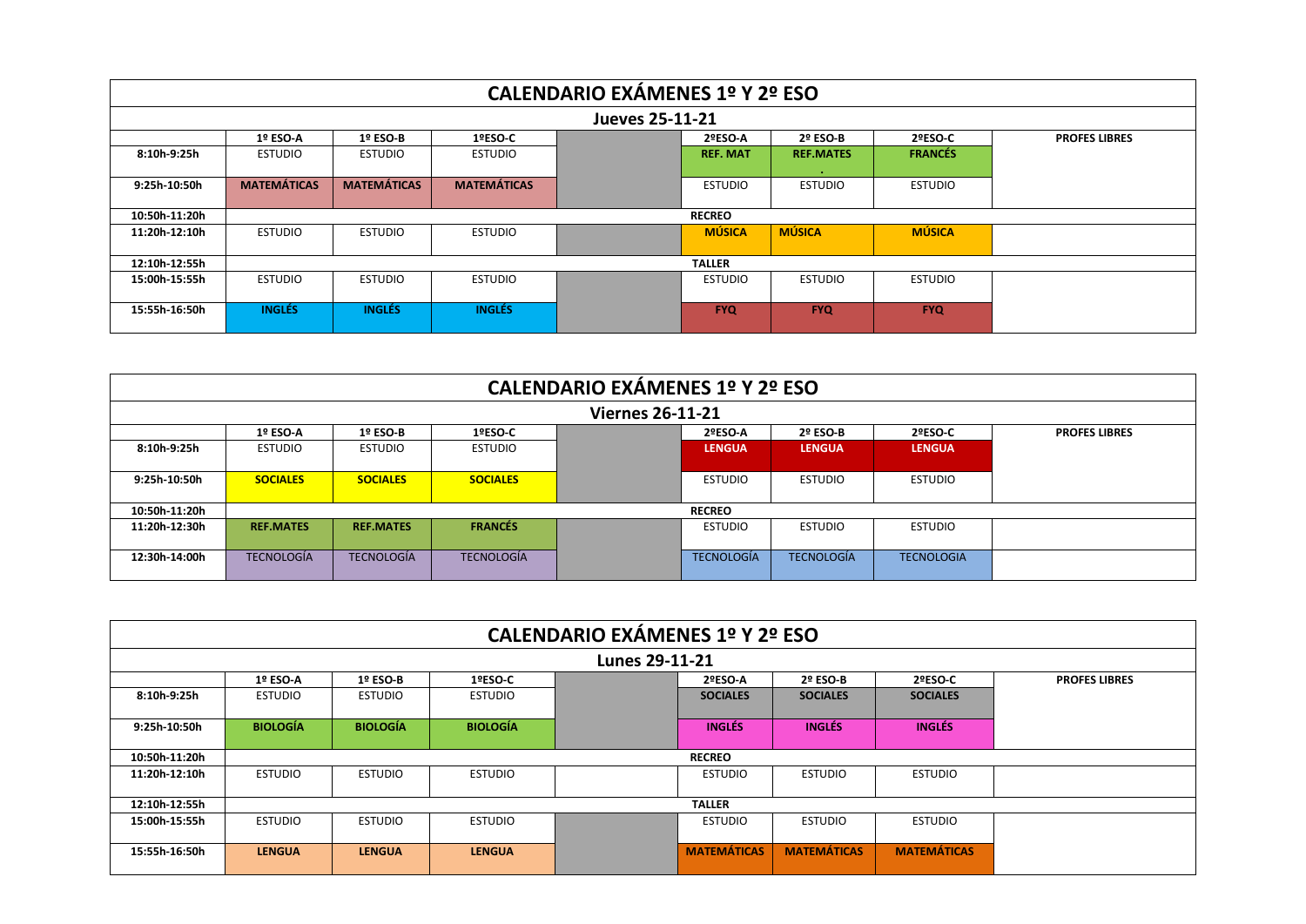## CALENDARIO EXÁMENES 1º Y 2º ESO

### Jueves 25-11-21

| | 1º ESO-A | 1º ESO-B | 1ºESO-C | | 2ºESO-A | 2º ESO-B | 2ºESO-C | PROFES LIBRES |
|---|---|---|---|---|---|---|---|---|
| 8:10h-9:25h | ESTUDIO | ESTUDIO | ESTUDIO | | **REF. MAT** | **REF.MATES** | **FRANCÉS** | |
| 9:25h-10:50h | **MATEMÁTICAS** | **MATEMÁTICAS** | **MATEMÁTICAS** | | ESTUDIO | ESTUDIO | ESTUDIO | |
| 10:50h-11:20h | | | | | **RECREO** | | | |
| 11:20h-12:10h | ESTUDIO | ESTUDIO | ESTUDIO | | **MÚSICA** | **MÚSICA** | **MÚSICA** | |
| 12:10h-12:55h | | | | | **TALLER** | | | |
| 15:00h-15:55h | ESTUDIO | ESTUDIO | ESTUDIO | | ESTUDIO | ESTUDIO | ESTUDIO | |
| 15:55h-16:50h | **INGLÉS** | **INGLÉS** | **INGLÉS** | | **FYQ** | **FYQ** | **FYQ** | |

## CALENDARIO EXÁMENES 1º Y 2º ESO

### Viernes 26-11-21

| | 1º ESO-A | 1º ESO-B | 1ºESO-C | | 2ºESO-A | 2º ESO-B | 2ºESO-C | PROFES LIBRES |
|---|---|---|---|---|---|---|---|---|
| 8:10h-9:25h | ESTUDIO | ESTUDIO | ESTUDIO | | **LENGUA** | **LENGUA** | **LENGUA** | |
| 9:25h-10:50h | **SOCIALES** | **SOCIALES** | **SOCIALES** | | ESTUDIO | ESTUDIO | ESTUDIO | |
| 10:50h-11:20h | | | | | **RECREO** | | | |
| 11:20h-12:30h | **REF.MATES** | **REF.MATES** | **FRANCÉS** | | ESTUDIO | ESTUDIO | ESTUDIO | |
| 12:30h-14:00h | TECNOLOGÍA | TECNOLOGÍA | TECNOLOGÍA | | TECNOLOGÍA | TECNOLOGÍA | TECNOLOGIA | |

## CALENDARIO EXÁMENES 1º Y 2º ESO

### Lunes 29-11-21

| | 1º ESO-A | 1º ESO-B | 1ºESO-C | | 2ºESO-A | 2º ESO-B | 2ºESO-C | PROFES LIBRES |
|---|---|---|---|---|---|---|---|---|
| 8:10h-9:25h | ESTUDIO | ESTUDIO | ESTUDIO | | **SOCIALES** | **SOCIALES** | **SOCIALES** | |
| 9:25h-10:50h | **BIOLOGÍA** | **BIOLOGÍA** | **BIOLOGÍA** | | **INGLÉS** | **INGLÉS** | **INGLÉS** | |
| 10:50h-11:20h | | | | | **RECREO** | | | |
| 11:20h-12:10h | ESTUDIO | ESTUDIO | ESTUDIO | | ESTUDIO | ESTUDIO | ESTUDIO | |
| 12:10h-12:55h | | | | | **TALLER** | | | |
| 15:00h-15:55h | ESTUDIO | ESTUDIO | ESTUDIO | | ESTUDIO | ESTUDIO | ESTUDIO | |
| 15:55h-16:50h | **LENGUA** | **LENGUA** | **LENGUA** | | **MATEMÁTICAS** | **MATEMÁTICAS** | **MATEMÁTICAS** | |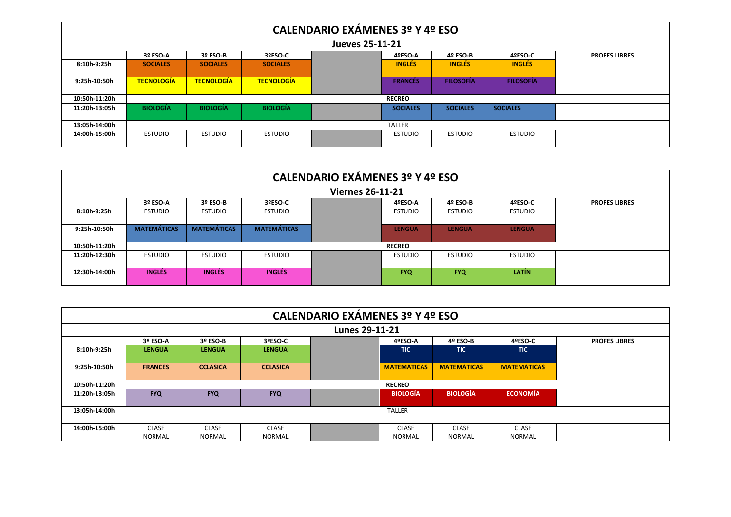# CALENDARIO EXÁMENES 3º Y 4º ESO

## Jueves 25-11-21

| | 3º ESO-A | 3º ESO-B | 3ºESO-C | | 4ºESO-A | 4º ESO-B | 4ºESO-C | PROFES LIBRES |
|---|---|---|---|---|---|---|---|---|
| 8:10h-9:25h | SOCIALES | SOCIALES | SOCIALES | | INGLÉS | INGLÉS | INGLÉS | |
| 9:25h-10:50h | TECNOLOGÍA | TECNOLOGÍA | TECNOLOGÍA | | FRANCÉS | FILOSOFÍA | FILOSOFÍA | |
| 10:50h-11:20h | | | | | RECREO | | | |
| 11:20h-13:05h | BIOLOGÍA | BIOLOGÍA | BIOLOGÍA | | SOCIALES | SOCIALES | SOCIALES | |
| 13:05h-14:00h | | | | | TALLER | | | |
| 14:00h-15:00h | ESTUDIO | ESTUDIO | ESTUDIO | | ESTUDIO | ESTUDIO | ESTUDIO | |

# CALENDARIO EXÁMENES 3º Y 4º ESO

## Viernes 26-11-21

| | 3º ESO-A | 3º ESO-B | 3ºESO-C | | 4ºESO-A | 4º ESO-B | 4ºESO-C | PROFES LIBRES |
|---|---|---|---|---|---|---|---|---|
| 8:10h-9:25h | ESTUDIO | ESTUDIO | ESTUDIO | | ESTUDIO | ESTUDIO | ESTUDIO | |
| 9:25h-10:50h | MATEMÁTICAS | MATEMÁTICAS | MATEMÁTICAS | | LENGUA | LENGUA | LENGUA | |
| 10:50h-11:20h | | | | | RECREO | | | |
| 11:20h-12:30h | ESTUDIO | ESTUDIO | ESTUDIO | | ESTUDIO | ESTUDIO | ESTUDIO | |
| 12:30h-14:00h | INGLÉS | INGLÉS | INGLÉS | | FYQ | FYQ | LATÍN | |

# CALENDARIO EXÁMENES 3º Y 4º ESO

## Lunes 29-11-21

| | 3º ESO-A | 3º ESO-B | 3ºESO-C | | 4ºESO-A | 4º ESO-B | 4ºESO-C | PROFES LIBRES |
|---|---|---|---|---|---|---|---|---|
| 8:10h-9:25h | LENGUA | LENGUA | LENGUA | | TIC | TIC | TIC | |
| 9:25h-10:50h | FRANCÉS | CCLASICA | CCLASICA | | MATEMÁTICAS | MATEMÁTICAS | MATEMÁTICAS | |
| 10:50h-11:20h | | | | | RECREO | | | |
| 11:20h-13:05h | FYQ | FYQ | FYQ | | BIOLOGÍA | BIOLOGÍA | ECONOMÍA | |
| 13:05h-14:00h | | | | | TALLER | | | |
| 14:00h-15:00h | CLASE NORMAL | CLASE NORMAL | CLASE NORMAL | | CLASE NORMAL | CLASE NORMAL | CLASE NORMAL | |